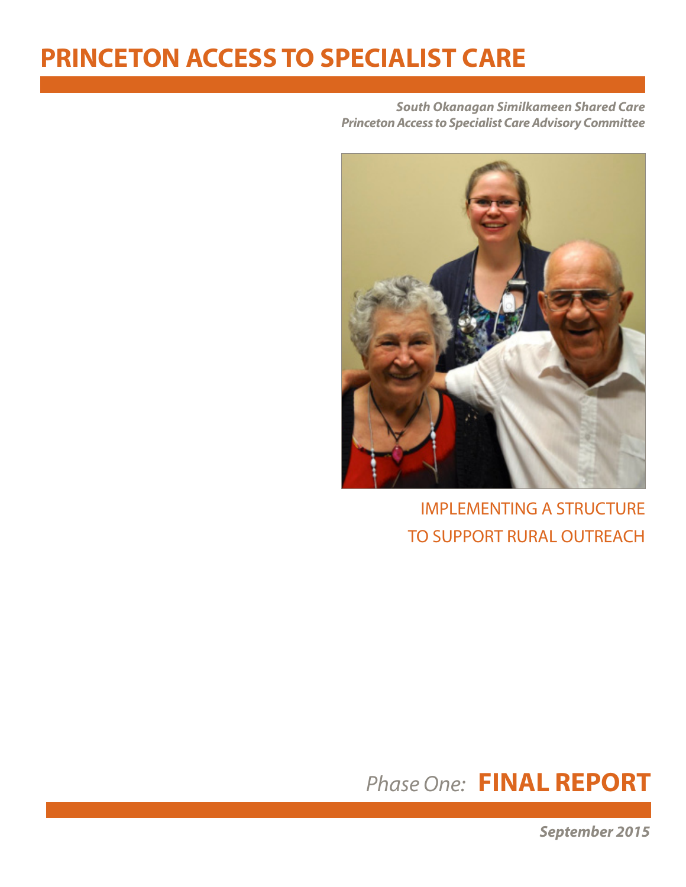# PRINCETON ACCESS TO SPECIALIST CARE

*South Okanagan Similkameen Shared Care*
*Princeton Access to Specialist Care Advisory Committee*

IMPLEMENTING A STRUCTURE TO SUPPORT RURAL OUTREACH

*Phase One:* **FINAL REPORT**

***September 2015***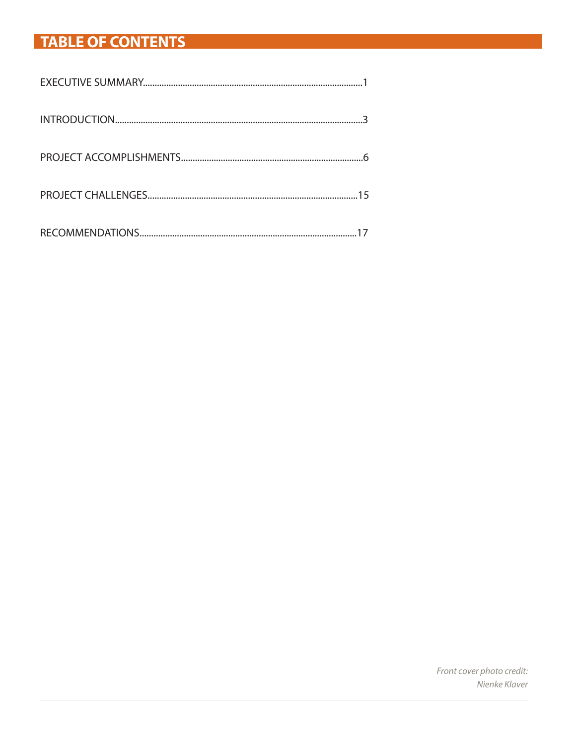# TABLE OF CONTENTS

EXECUTIVE SUMMARY.............................................................................................1

INTRODUCTION.........................................................................................................3

PROJECT ACCOMPLISHMENTS.............................................................................6

PROJECT CHALLENGES.........................................................................................15

RECOMMENDATIONS............................................................................................17

*Front cover photo credit:*
*Nienke Klaver*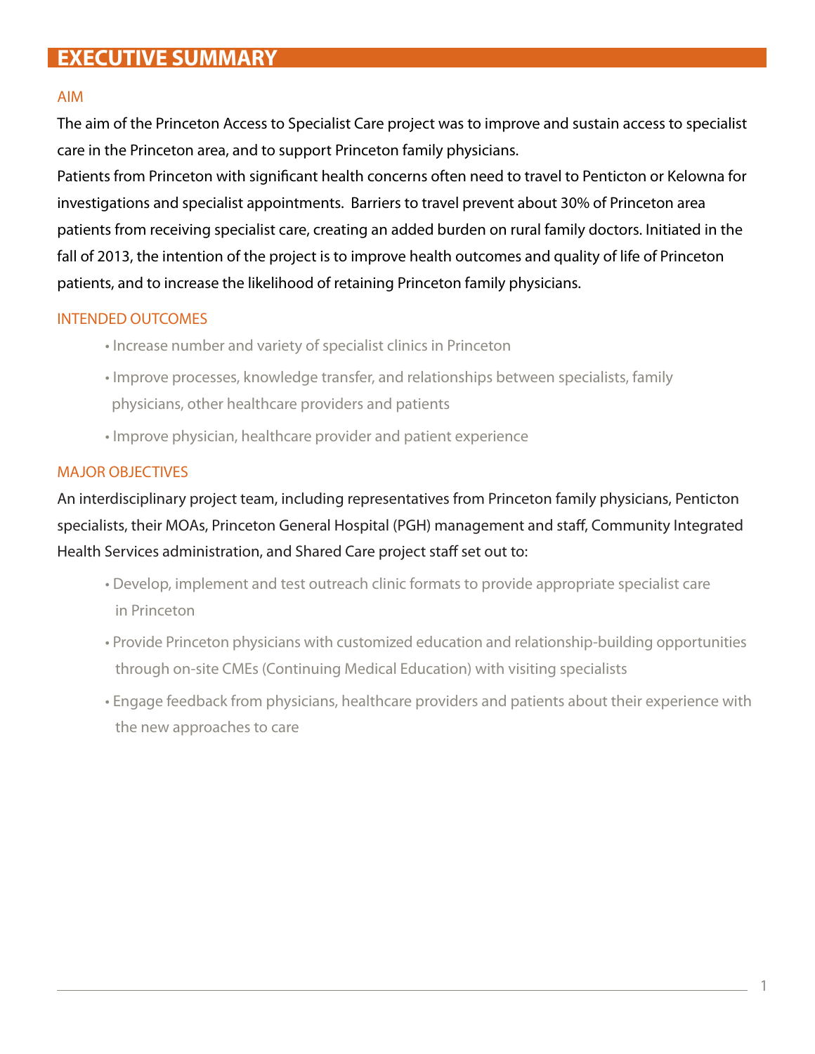# EXECUTIVE SUMMARY

## AIM

The aim of the Princeton Access to Specialist Care project was to improve and sustain access to specialist care in the Princeton area, and to support Princeton family physicians.

Patients from Princeton with significant health concerns often need to travel to Penticton or Kelowna for investigations and specialist appointments. Barriers to travel prevent about 30% of Princeton area patients from receiving specialist care, creating an added burden on rural family doctors. Initiated in the fall of 2013, the intention of the project is to improve health outcomes and quality of life of Princeton patients, and to increase the likelihood of retaining Princeton family physicians.

## INTENDED OUTCOMES

- Increase number and variety of specialist clinics in Princeton
- Improve processes, knowledge transfer, and relationships between specialists, family physicians, other healthcare providers and patients
- Improve physician, healthcare provider and patient experience

## MAJOR OBJECTIVES

An interdisciplinary project team, including representatives from Princeton family physicians, Penticton specialists, their MOAs, Princeton General Hospital (PGH) management and staff, Community Integrated Health Services administration, and Shared Care project staff set out to:

- Develop, implement and test outreach clinic formats to provide appropriate specialist care in Princeton
- Provide Princeton physicians with customized education and relationship-building opportunities through on-site CMEs (Continuing Medical Education) with visiting specialists
- Engage feedback from physicians, healthcare providers and patients about their experience with the new approaches to care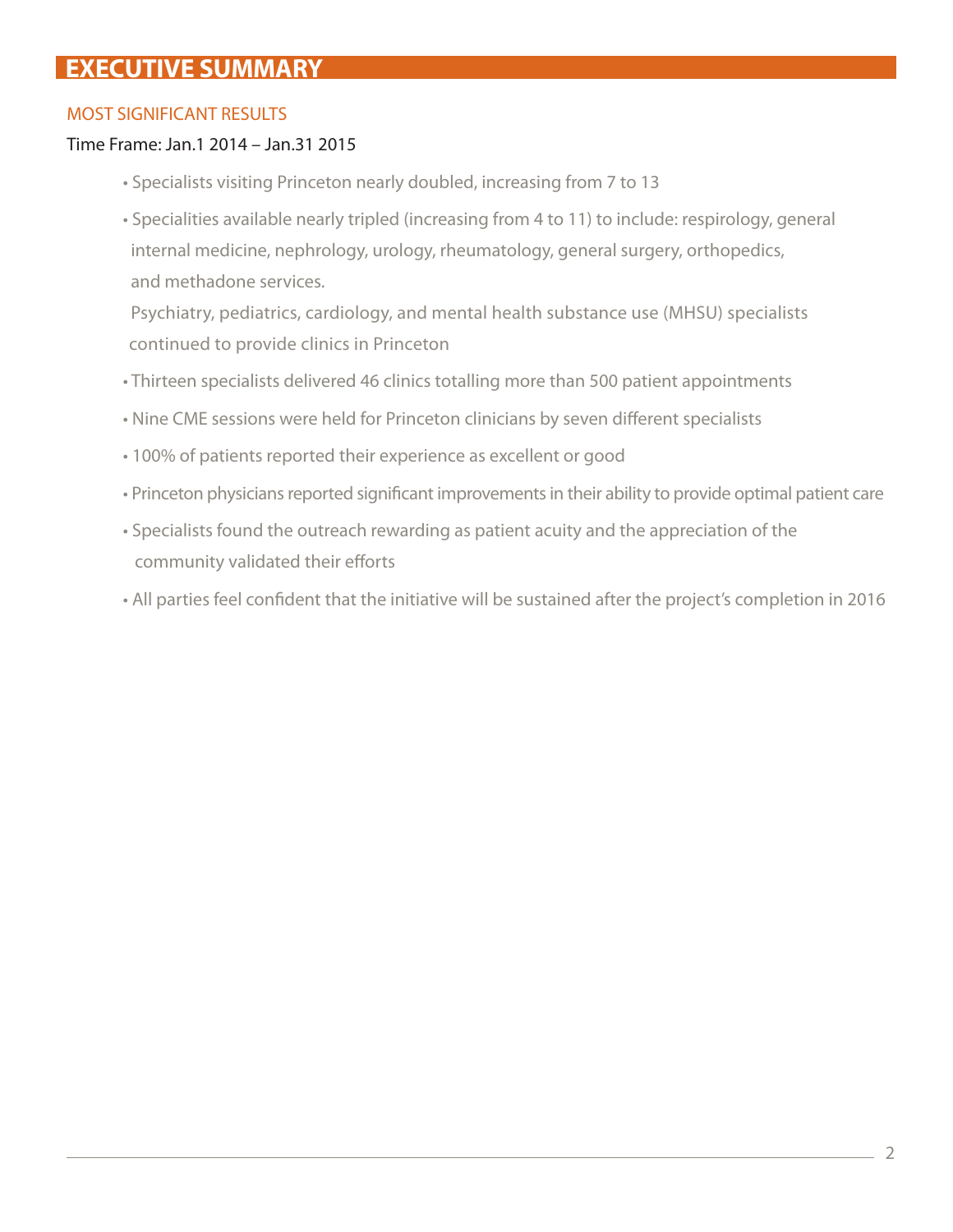# EXECUTIVE SUMMARY

## MOST SIGNIFICANT RESULTS

Time Frame: Jan.1 2014 – Jan.31 2015

- Specialists visiting Princeton nearly doubled, increasing from 7 to 13
- Specialities available nearly tripled (increasing from 4 to 11) to include: respirology, general internal medicine, nephrology, urology, rheumatology, general surgery, orthopedics, and methadone services.

  Psychiatry, pediatrics, cardiology, and mental health substance use (MHSU) specialists continued to provide clinics in Princeton
- Thirteen specialists delivered 46 clinics totalling more than 500 patient appointments
- Nine CME sessions were held for Princeton clinicians by seven different specialists
- 100% of patients reported their experience as excellent or good
- Princeton physicians reported significant improvements in their ability to provide optimal patient care
- Specialists found the outreach rewarding as patient acuity and the appreciation of the community validated their efforts
- All parties feel confident that the initiative will be sustained after the project's completion in 2016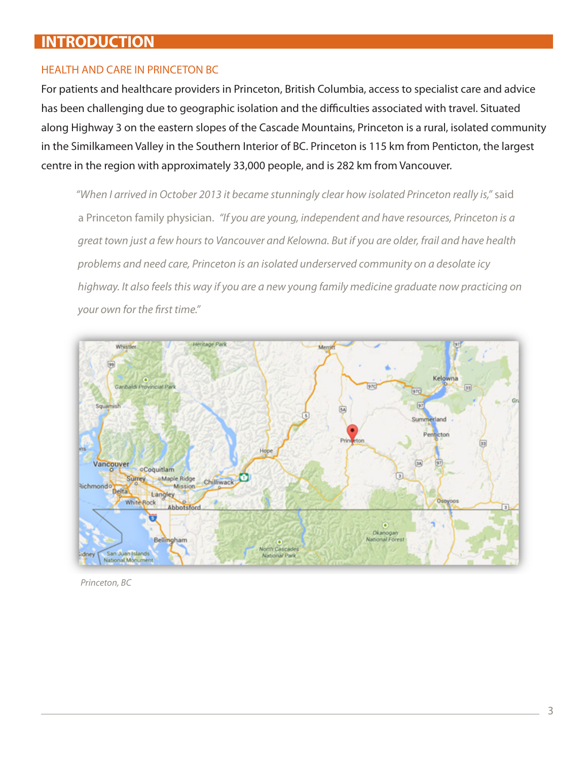# INTRODUCTION

## HEALTH AND CARE IN PRINCETON BC

For patients and healthcare providers in Princeton, British Columbia, access to specialist care and advice has been challenging due to geographic isolation and the difficulties associated with travel. Situated along Highway 3 on the eastern slopes of the Cascade Mountains, Princeton is a rural, isolated community in the Similkameen Valley in the Southern Interior of BC. Princeton is 115 km from Penticton, the largest centre in the region with approximately 33,000 people, and is 282 km from Vancouver.

> *"When I arrived in October 2013 it became stunningly clear how isolated Princeton really is,"* said a Princeton family physician. *"If you are young, independent and have resources, Princeton is a great town just a few hours to Vancouver and Kelowna. But if you are older, frail and have health problems and need care, Princeton is an isolated underserved community on a desolate icy highway. It also feels this way if you are a new young family medicine graduate now practicing on your own for the first time."*

*Princeton, BC*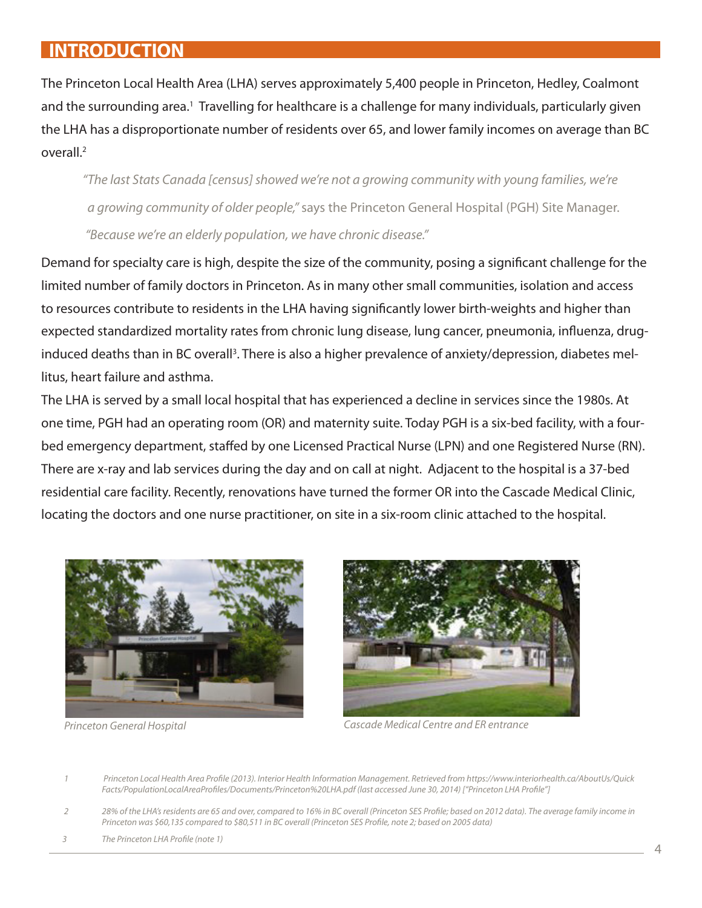## INTRODUCTION

The Princeton Local Health Area (LHA) serves approximately 5,400 people in Princeton, Hedley, Coalmont and the surrounding area.[1] Travelling for healthcare is a challenge for many individuals, particularly given the LHA has a disproportionate number of residents over 65, and lower family incomes on average than BC overall.[2]

> *"The last Stats Canada [census] showed we're not a growing community with young families, we're a growing community of older people,"* says the Princeton General Hospital (PGH) Site Manager. *"Because we're an elderly population, we have chronic disease."*

Demand for specialty care is high, despite the size of the community, posing a significant challenge for the limited number of family doctors in Princeton. As in many other small communities, isolation and access to resources contribute to residents in the LHA having significantly lower birth-weights and higher than expected standardized mortality rates from chronic lung disease, lung cancer, pneumonia, influenza, drug-induced deaths than in BC overall[3]. There is also a higher prevalence of anxiety/depression, diabetes mellitus, heart failure and asthma.

The LHA is served by a small local hospital that has experienced a decline in services since the 1980s. At one time, PGH had an operating room (OR) and maternity suite. Today PGH is a six-bed facility, with a four-bed emergency department, staffed by one Licensed Practical Nurse (LPN) and one Registered Nurse (RN). There are x-ray and lab services during the day and on call at night. Adjacent to the hospital is a 37-bed residential care facility. Recently, renovations have turned the former OR into the Cascade Medical Clinic, locating the doctors and one nurse practitioner, on site in a six-room clinic attached to the hospital.

*Princeton General Hospital*

*Cascade Medical Centre and ER entrance*

---

1 Princeton Local Health Area Profile (2013). Interior Health Information Management. Retrieved from https://www.interiorhealth.ca/AboutUs/QuickFacts/PopulationLocalAreaProfiles/Documents/Princeton%20LHA.pdf (last accessed June 30, 2014) ["Princeton LHA Profile"]

2 28% of the LHA's residents are 65 and over, compared to 16% in BC overall (Princeton SES Profile; based on 2012 data). The average family income in Princeton was $60,135 compared to $80,511 in BC overall (Princeton SES Profile, note 2; based on 2005 data)

3 The Princeton LHA Profile (note 1)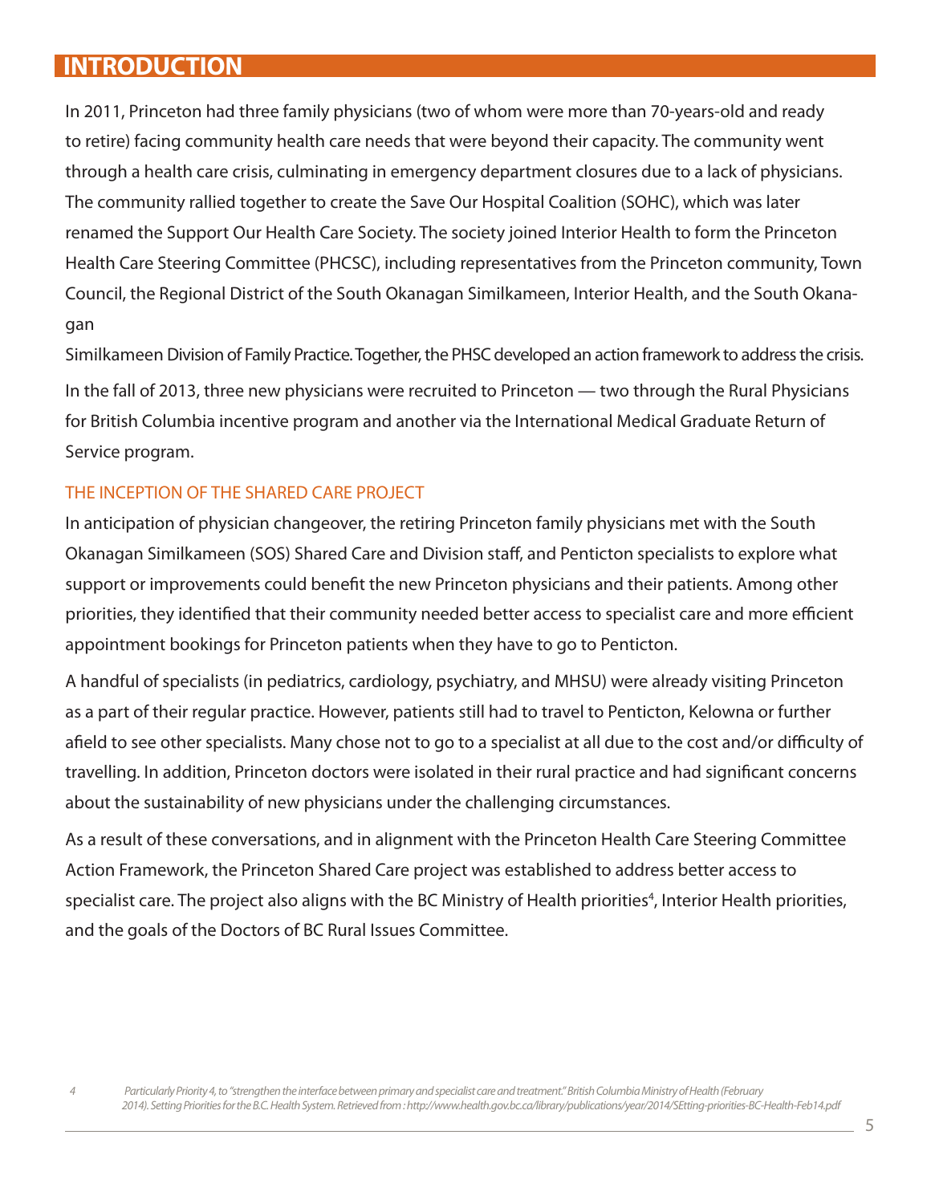# INTRODUCTION

In 2011, Princeton had three family physicians (two of whom were more than 70-years-old and ready to retire) facing community health care needs that were beyond their capacity. The community went through a health care crisis, culminating in emergency department closures due to a lack of physicians. The community rallied together to create the Save Our Hospital Coalition (SOHC), which was later renamed the Support Our Health Care Society. The society joined Interior Health to form the Princeton Health Care Steering Committee (PHCSC), including representatives from the Princeton community, Town Council, the Regional District of the South Okanagan Similkameen, Interior Health, and the South Okanagan Similkameen Division of Family Practice. Together, the PHSC developed an action framework to address the crisis.

In the fall of 2013, three new physicians were recruited to Princeton — two through the Rural Physicians for British Columbia incentive program and another via the International Medical Graduate Return of Service program.

## THE INCEPTION OF THE SHARED CARE PROJECT

In anticipation of physician changeover, the retiring Princeton family physicians met with the South Okanagan Similkameen (SOS) Shared Care and Division staff, and Penticton specialists to explore what support or improvements could benefit the new Princeton physicians and their patients. Among other priorities, they identified that their community needed better access to specialist care and more efficient appointment bookings for Princeton patients when they have to go to Penticton.

A handful of specialists (in pediatrics, cardiology, psychiatry, and MHSU) were already visiting Princeton as a part of their regular practice. However, patients still had to travel to Penticton, Kelowna or further afield to see other specialists. Many chose not to go to a specialist at all due to the cost and/or difficulty of travelling. In addition, Princeton doctors were isolated in their rural practice and had significant concerns about the sustainability of new physicians under the challenging circumstances.

As a result of these conversations, and in alignment with the Princeton Health Care Steering Committee Action Framework, the Princeton Shared Care project was established to address better access to specialist care. The project also aligns with the BC Ministry of Health priorities[4], Interior Health priorities, and the goals of the Doctors of BC Rural Issues Committee.

4 Particularly Priority 4, to "strengthen the interface between primary and specialist care and treatment." British Columbia Ministry of Health (February 2014). Setting Priorities for the B.C. Health System. Retrieved from : http://www.health.gov.bc.ca/library/publications/year/2014/SEtting-priorities-BC-Health-Feb14.pdf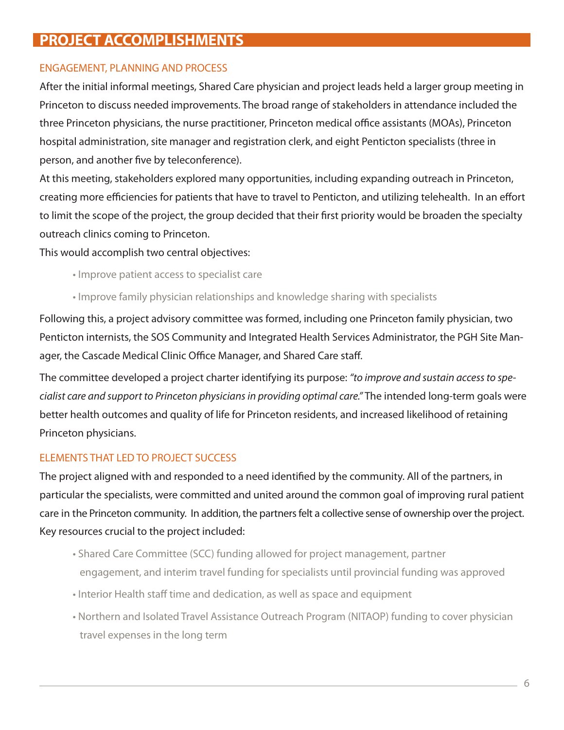# PROJECT ACCOMPLISHMENTS

## ENGAGEMENT, PLANNING AND PROCESS

After the initial informal meetings, Shared Care physician and project leads held a larger group meeting in Princeton to discuss needed improvements. The broad range of stakeholders in attendance included the three Princeton physicians, the nurse practitioner, Princeton medical office assistants (MOAs), Princeton hospital administration, site manager and registration clerk, and eight Penticton specialists (three in person, and another five by teleconference).

At this meeting, stakeholders explored many opportunities, including expanding outreach in Princeton, creating more efficiencies for patients that have to travel to Penticton, and utilizing telehealth. In an effort to limit the scope of the project, the group decided that their first priority would be broaden the specialty outreach clinics coming to Princeton.

This would accomplish two central objectives:

- Improve patient access to specialist care
- Improve family physician relationships and knowledge sharing with specialists

Following this, a project advisory committee was formed, including one Princeton family physician, two Penticton internists, the SOS Community and Integrated Health Services Administrator, the PGH Site Manager, the Cascade Medical Clinic Office Manager, and Shared Care staff.

The committee developed a project charter identifying its purpose: *"to improve and sustain access to specialist care and support to Princeton physicians in providing optimal care."* The intended long-term goals were better health outcomes and quality of life for Princeton residents, and increased likelihood of retaining Princeton physicians.

## ELEMENTS THAT LED TO PROJECT SUCCESS

The project aligned with and responded to a need identified by the community. All of the partners, in particular the specialists, were committed and united around the common goal of improving rural patient care in the Princeton community. In addition, the partners felt a collective sense of ownership over the project. Key resources crucial to the project included:

- Shared Care Committee (SCC) funding allowed for project management, partner engagement, and interim travel funding for specialists until provincial funding was approved
- Interior Health staff time and dedication, as well as space and equipment
- Northern and Isolated Travel Assistance Outreach Program (NITAOP) funding to cover physician travel expenses in the long term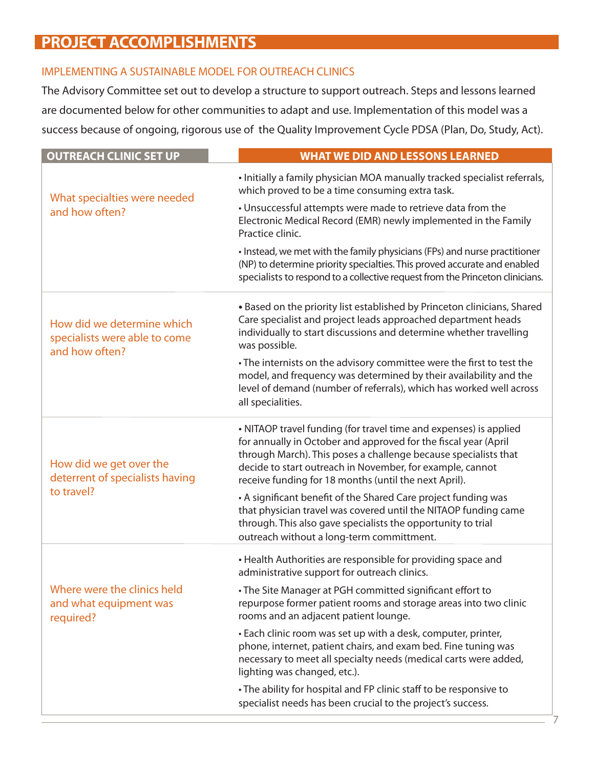# PROJECT ACCOMPLISHMENTS

## IMPLEMENTING A SUSTAINABLE MODEL FOR OUTREACH CLINICS

The Advisory Committee set out to develop a structure to support outreach. Steps and lessons learned are documented below for other communities to adapt and use. Implementation of this model was a success because of ongoing, rigorous use of the Quality Improvement Cycle PDSA (Plan, Do, Study, Act).

| OUTREACH CLINIC SET UP | WHAT WE DID AND LESSONS LEARNED |
|---|---|
| What specialties were needed and how often? | • Initially a family physician MOA manually tracked specialist referrals, which proved to be a time consuming extra task.<br>• Unsuccessful attempts were made to retrieve data from the Electronic Medical Record (EMR) newly implemented in the Family Practice clinic.<br>• Instead, we met with the family physicians (FPs) and nurse practitioner (NP) to determine priority specialties. This proved accurate and enabled specialists to respond to a collective request from the Princeton clinicians. |
| How did we determine which specialists were able to come and how often? | • Based on the priority list established by Princeton clinicians, Shared Care specialist and project leads approached department heads individually to start discussions and determine whether travelling was possible.<br>• The internists on the advisory committee were the first to test the model, and frequency was determined by their availability and the level of demand (number of referrals), which has worked well across all specialities. |
| How did we get over the deterrent of specialists having to travel? | • NITAOP travel funding (for travel time and expenses) is applied for annually in October and approved for the fiscal year (April through March). This poses a challenge because specialists that decide to start outreach in November, for example, cannot receive funding for 18 months (until the next April).<br>• A significant benefit of the Shared Care project funding was that physician travel was covered until the NITAOP funding came through. This also gave specialists the opportunity to trial outreach without a long-term committment. |
| Where were the clinics held and what equipment was required? | • Health Authorities are responsible for providing space and administrative support for outreach clinics.<br>• The Site Manager at PGH committed significant effort to repurpose former patient rooms and storage areas into two clinic rooms and an adjacent patient lounge.<br>• Each clinic room was set up with a desk, computer, printer, phone, internet, patient chairs, and exam bed. Fine tuning was necessary to meet all specialty needs (medical carts were added, lighting was changed, etc.).<br>• The ability for hospital and FP clinic staff to be responsive to specialist needs has been crucial to the project's success. |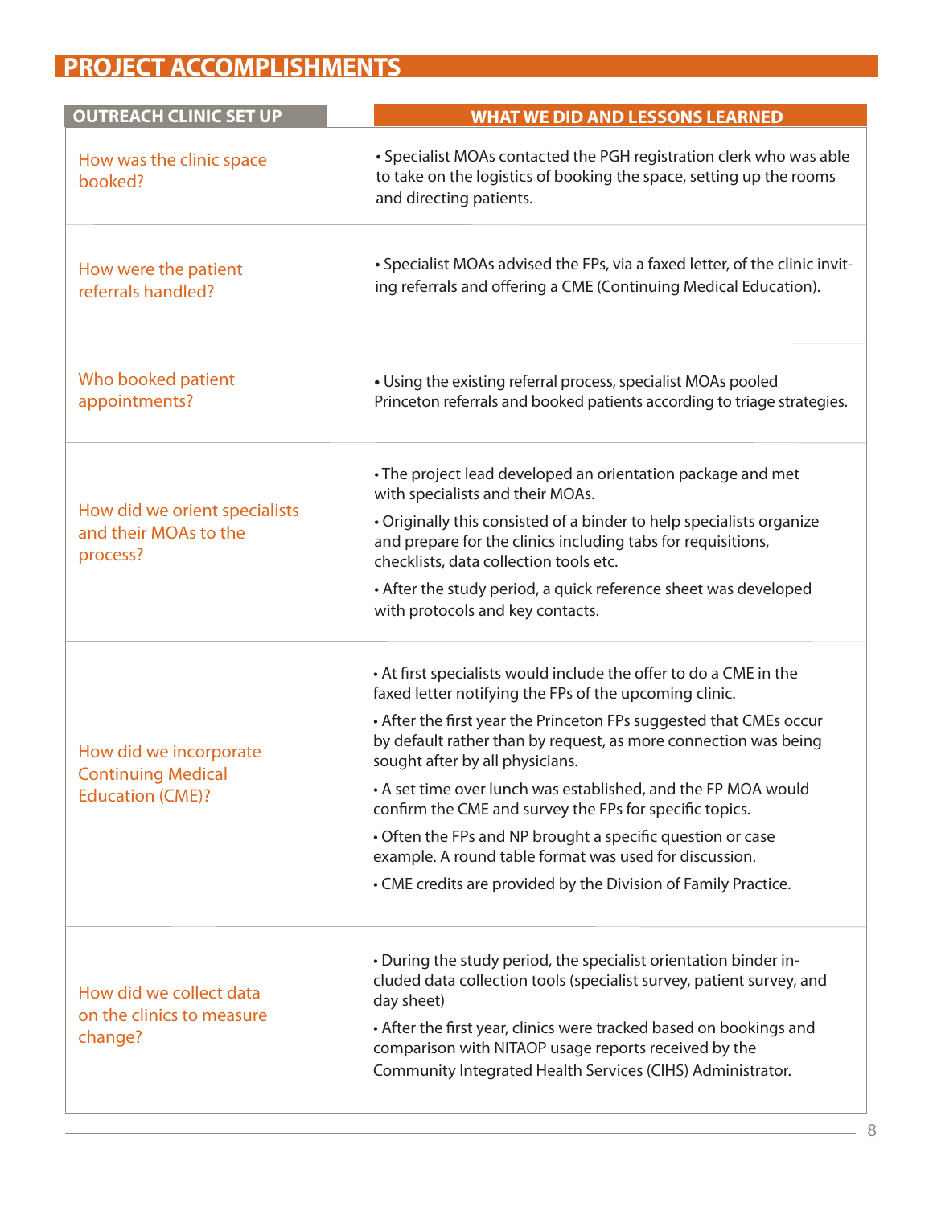# PROJECT ACCOMPLISHMENTS

| OUTREACH CLINIC SET UP | WHAT WE DID AND LESSONS LEARNED |
|---|---|
| How was the clinic space booked? | • Specialist MOAs contacted the PGH registration clerk who was able to take on the logistics of booking the space, setting up the rooms and directing patients. |
| How were the patient referrals handled? | • Specialist MOAs advised the FPs, via a faxed letter, of the clinic inviting referrals and offering a CME (Continuing Medical Education). |
| Who booked patient appointments? | • Using the existing referral process, specialist MOAs pooled Princeton referrals and booked patients according to triage strategies. |
| How did we orient specialists and their MOAs to the process? | • The project lead developed an orientation package and met with specialists and their MOAs.<br>• Originally this consisted of a binder to help specialists organize and prepare for the clinics including tabs for requisitions, checklists, data collection tools etc.<br>• After the study period, a quick reference sheet was developed with protocols and key contacts. |
| How did we incorporate Continuing Medical Education (CME)? | • At first specialists would include the offer to do a CME in the faxed letter notifying the FPs of the upcoming clinic.<br>• After the first year the Princeton FPs suggested that CMEs occur by default rather than by request, as more connection was being sought after by all physicians.<br>• A set time over lunch was established, and the FP MOA would confirm the CME and survey the FPs for specific topics.<br>• Often the FPs and NP brought a specific question or case example. A round table format was used for discussion.<br>• CME credits are provided by the Division of Family Practice. |
| How did we collect data on the clinics to measure change? | • During the study period, the specialist orientation binder included data collection tools (specialist survey, patient survey, and day sheet)<br>• After the first year, clinics were tracked based on bookings and comparison with NITAOP usage reports received by the Community Integrated Health Services (CIHS) Administrator. |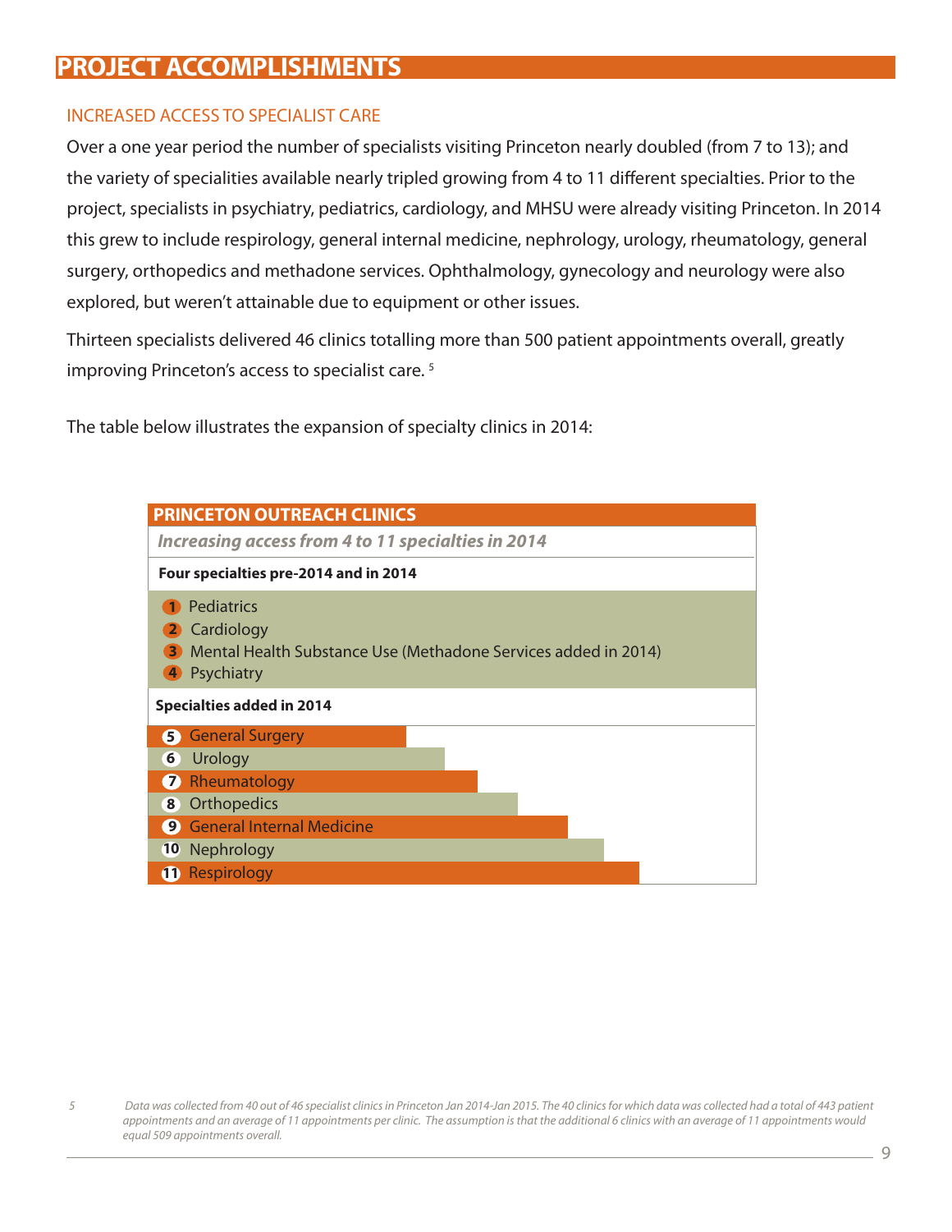# PROJECT ACCOMPLISHMENTS

## INCREASED ACCESS TO SPECIALIST CARE

Over a one year period the number of specialists visiting Princeton nearly doubled (from 7 to 13); and the variety of specialities available nearly tripled growing from 4 to 11 different specialties. Prior to the project, specialists in psychiatry, pediatrics, cardiology, and MHSU were already visiting Princeton. In 2014 this grew to include respirology, general internal medicine, nephrology, urology, rheumatology, general surgery, orthopedics and methadone services. Ophthalmology, gynecology and neurology were also explored, but weren't attainable due to equipment or other issues.

Thirteen specialists delivered 46 clinics totalling more than 500 patient appointments overall, greatly improving Princeton's access to specialist care. [5]

The table below illustrates the expansion of specialty clinics in 2014:

**PRINCETON OUTREACH CLINICS**

***Increasing access from 4 to 11 specialties in 2014***

**Four specialties pre-2014 and in 2014**

1. Pediatrics
2. Cardiology
3. Mental Health Substance Use (Methadone Services added in 2014)
4. Psychiatry

**Specialties added in 2014**

5. General Surgery
6. Urology
7. Rheumatology
8. Orthopedics
9. General Internal Medicine
10. Nephrology
11. Respirology

---

5 Data was collected from 40 out of 46 specialist clinics in Princeton Jan 2014-Jan 2015. The 40 clinics for which data was collected had a total of 443 patient appointments and an average of 11 appointments per clinic. The assumption is that the additional 6 clinics with an average of 11 appointments would equal 509 appointments overall.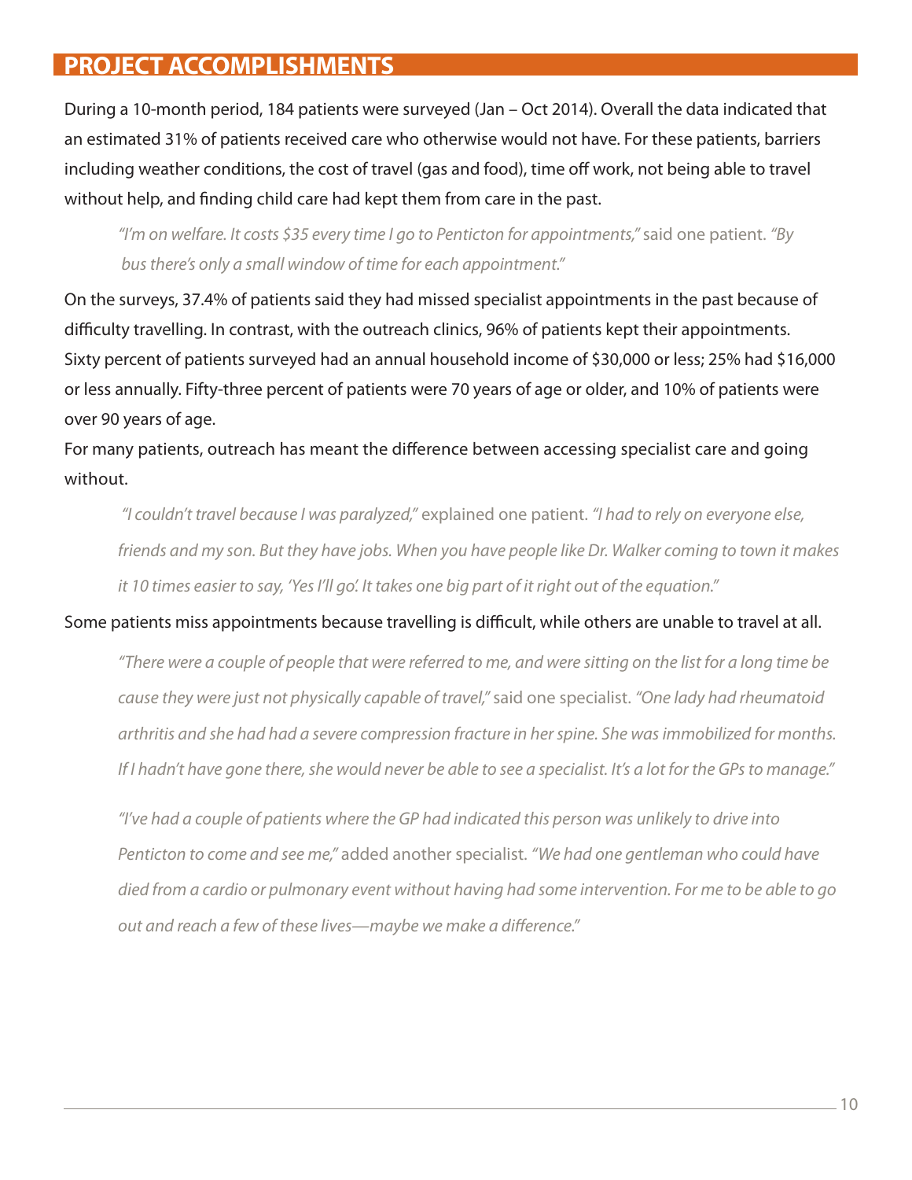## PROJECT ACCOMPLISHMENTS

During a 10-month period, 184 patients were surveyed (Jan – Oct 2014). Overall the data indicated that an estimated 31% of patients received care who otherwise would not have. For these patients, barriers including weather conditions, the cost of travel (gas and food), time off work, not being able to travel without help, and finding child care had kept them from care in the past.

> *"I'm on welfare. It costs $35 every time I go to Penticton for appointments,"* said one patient. *"By bus there's only a small window of time for each appointment."*

On the surveys, 37.4% of patients said they had missed specialist appointments in the past because of difficulty travelling. In contrast, with the outreach clinics, 96% of patients kept their appointments. Sixty percent of patients surveyed had an annual household income of $30,000 or less; 25% had $16,000 or less annually. Fifty-three percent of patients were 70 years of age or older, and 10% of patients were over 90 years of age.

For many patients, outreach has meant the difference between accessing specialist care and going without.

> *"I couldn't travel because I was paralyzed,"* explained one patient. *"I had to rely on everyone else, friends and my son. But they have jobs. When you have people like Dr. Walker coming to town it makes it 10 times easier to say, 'Yes I'll go'. It takes one big part of it right out of the equation."*

Some patients miss appointments because travelling is difficult, while others are unable to travel at all.

> *"There were a couple of people that were referred to me, and were sitting on the list for a long time be cause they were just not physically capable of travel,"* said one specialist. *"One lady had rheumatoid arthritis and she had had a severe compression fracture in her spine. She was immobilized for months. If I hadn't have gone there, she would never be able to see a specialist. It's a lot for the GPs to manage."*

> *"I've had a couple of patients where the GP had indicated this person was unlikely to drive into Penticton to come and see me,"* added another specialist. *"We had one gentleman who could have died from a cardio or pulmonary event without having had some intervention. For me to be able to go out and reach a few of these lives—maybe we make a difference."*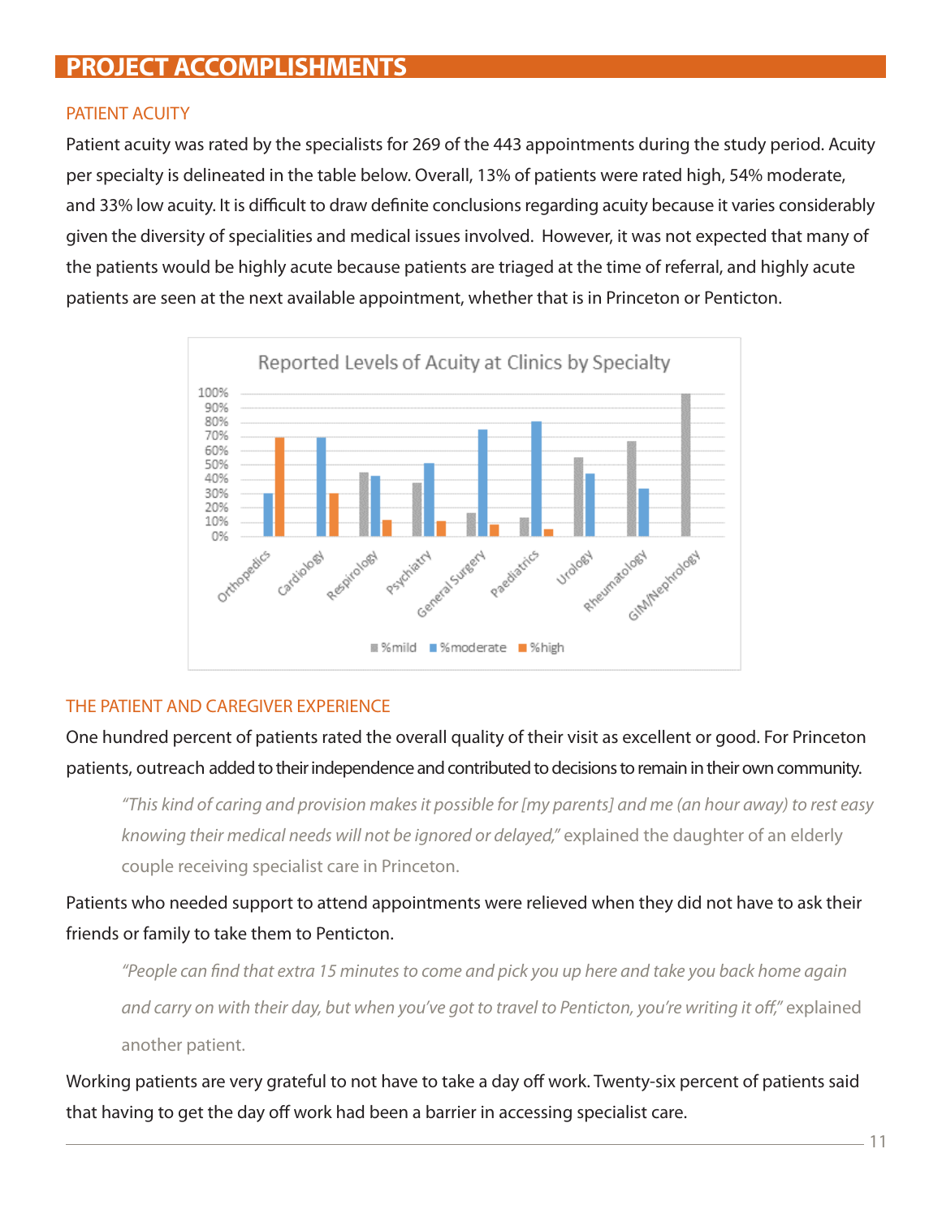## PROJECT ACCOMPLISHMENTS

### PATIENT ACUITY

Patient acuity was rated by the specialists for 269 of the 443 appointments during the study period. Acuity per specialty is delineated in the table below. Overall, 13% of patients were rated high, 54% moderate, and 33% low acuity. It is difficult to draw definite conclusions regarding acuity because it varies considerably given the diversity of specialities and medical issues involved. However, it was not expected that many of the patients would be highly acute because patients are triaged at the time of referral, and highly acute patients are seen at the next available appointment, whether that is in Princeton or Penticton.

Reported Levels of Acuity at Clinics by Specialty

100%
90%
80%
70%
60%
50%
40%
30%
20%
10%
0%

Orthopedics
Cardiology
Respirology
Psychiatry
General Surgery
Paediatrics
Urology
Rheumatology
GIM/Nephrology

%mild
%moderate
%high

### THE PATIENT AND CAREGIVER EXPERIENCE

One hundred percent of patients rated the overall quality of their visit as excellent or good. For Princeton patients, outreach added to their independence and contributed to decisions to remain in their own community.

> *"This kind of caring and provision makes it possible for [my parents] and me (an hour away) to rest easy knowing their medical needs will not be ignored or delayed,"* explained the daughter of an elderly couple receiving specialist care in Princeton.

Patients who needed support to attend appointments were relieved when they did not have to ask their friends or family to take them to Penticton.

> *"People can find that extra 15 minutes to come and pick you up here and take you back home again and carry on with their day, but when you've got to travel to Penticton, you're writing it off,"* explained another patient.

Working patients are very grateful to not have to take a day off work. Twenty-six percent of patients said that having to get the day off work had been a barrier in accessing specialist care.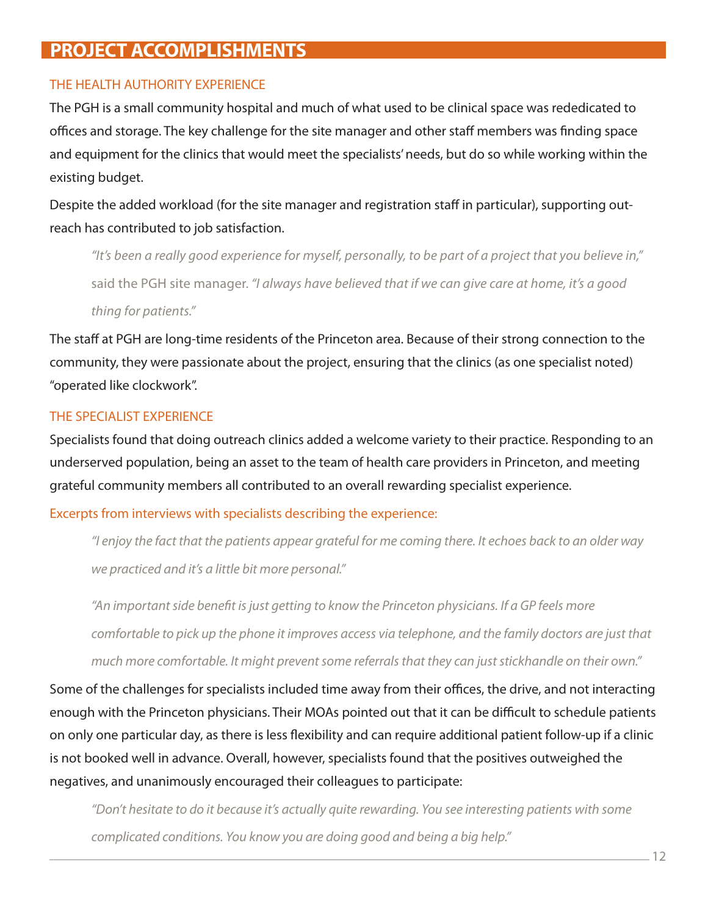# PROJECT ACCOMPLISHMENTS

## THE HEALTH AUTHORITY EXPERIENCE

The PGH is a small community hospital and much of what used to be clinical space was rededicated to offices and storage. The key challenge for the site manager and other staff members was finding space and equipment for the clinics that would meet the specialists' needs, but do so while working within the existing budget.

Despite the added workload (for the site manager and registration staff in particular), supporting out-reach has contributed to job satisfaction.

> *"It's been a really good experience for myself, personally, to be part of a project that you believe in,"* said the PGH site manager. *"I always have believed that if we can give care at home, it's a good thing for patients."*

The staff at PGH are long-time residents of the Princeton area. Because of their strong connection to the community, they were passionate about the project, ensuring that the clinics (as one specialist noted) "operated like clockwork".

## THE SPECIALIST EXPERIENCE

Specialists found that doing outreach clinics added a welcome variety to their practice. Responding to an underserved population, being an asset to the team of health care providers in Princeton, and meeting grateful community members all contributed to an overall rewarding specialist experience.

### Excerpts from interviews with specialists describing the experience:

> *"I enjoy the fact that the patients appear grateful for me coming there. It echoes back to an older way we practiced and it's a little bit more personal."*

> *"An important side benefit is just getting to know the Princeton physicians. If a GP feels more comfortable to pick up the phone it improves access via telephone, and the family doctors are just that much more comfortable. It might prevent some referrals that they can just stickhandle on their own."*

Some of the challenges for specialists included time away from their offices, the drive, and not interacting enough with the Princeton physicians. Their MOAs pointed out that it can be difficult to schedule patients on only one particular day, as there is less flexibility and can require additional patient follow-up if a clinic is not booked well in advance. Overall, however, specialists found that the positives outweighed the negatives, and unanimously encouraged their colleagues to participate:

> *"Don't hesitate to do it because it's actually quite rewarding. You see interesting patients with some complicated conditions. You know you are doing good and being a big help."*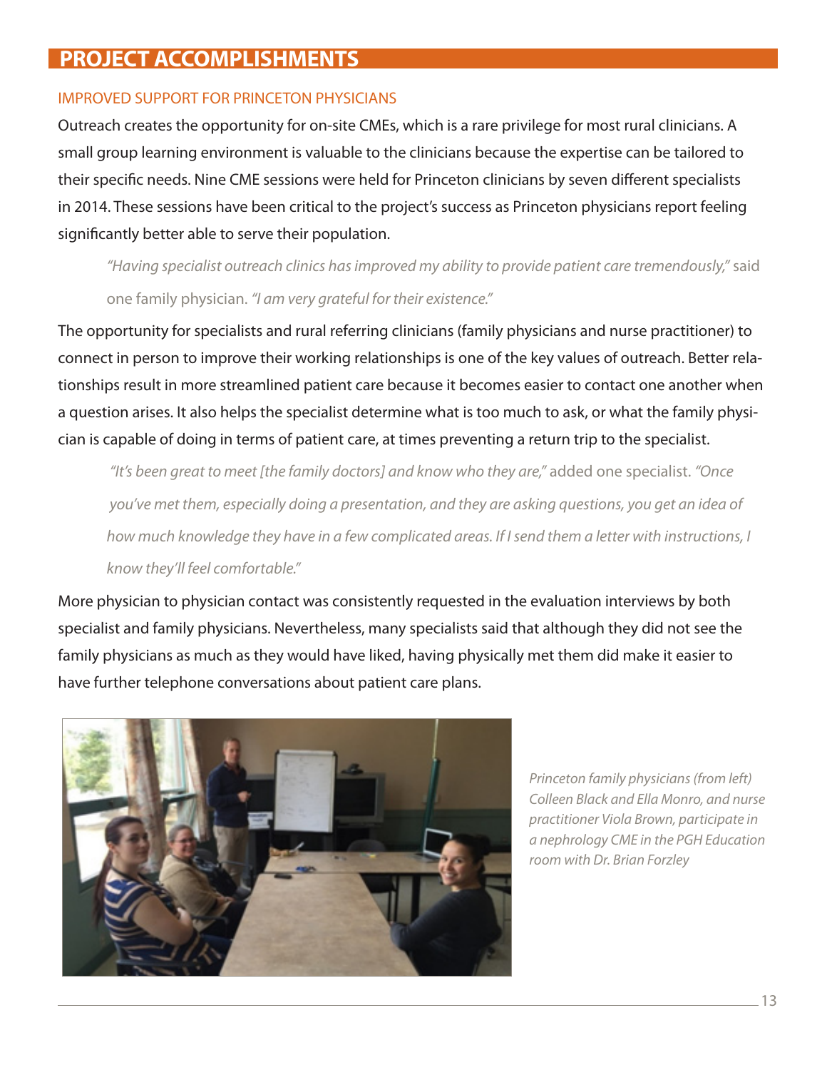## PROJECT ACCOMPLISHMENTS

### IMPROVED SUPPORT FOR PRINCETON PHYSICIANS

Outreach creates the opportunity for on-site CMEs, which is a rare privilege for most rural clinicians. A small group learning environment is valuable to the clinicians because the expertise can be tailored to their specific needs. Nine CME sessions were held for Princeton clinicians by seven different specialists in 2014. These sessions have been critical to the project's success as Princeton physicians report feeling significantly better able to serve their population.

> *"Having specialist outreach clinics has improved my ability to provide patient care tremendously,"* said one family physician. *"I am very grateful for their existence."*

The opportunity for specialists and rural referring clinicians (family physicians and nurse practitioner) to connect in person to improve their working relationships is one of the key values of outreach. Better relationships result in more streamlined patient care because it becomes easier to contact one another when a question arises. It also helps the specialist determine what is too much to ask, or what the family physician is capable of doing in terms of patient care, at times preventing a return trip to the specialist.

> *"It's been great to meet [the family doctors] and know who they are,"* added one specialist. *"Once you've met them, especially doing a presentation, and they are asking questions, you get an idea of how much knowledge they have in a few complicated areas. If I send them a letter with instructions, I know they'll feel comfortable."*

More physician to physician contact was consistently requested in the evaluation interviews by both specialist and family physicians. Nevertheless, many specialists said that although they did not see the family physicians as much as they would have liked, having physically met them did make it easier to have further telephone conversations about patient care plans.

*Princeton family physicians (from left) Colleen Black and Ella Monro, and nurse practitioner Viola Brown, participate in a nephrology CME in the PGH Education room with Dr. Brian Forzley*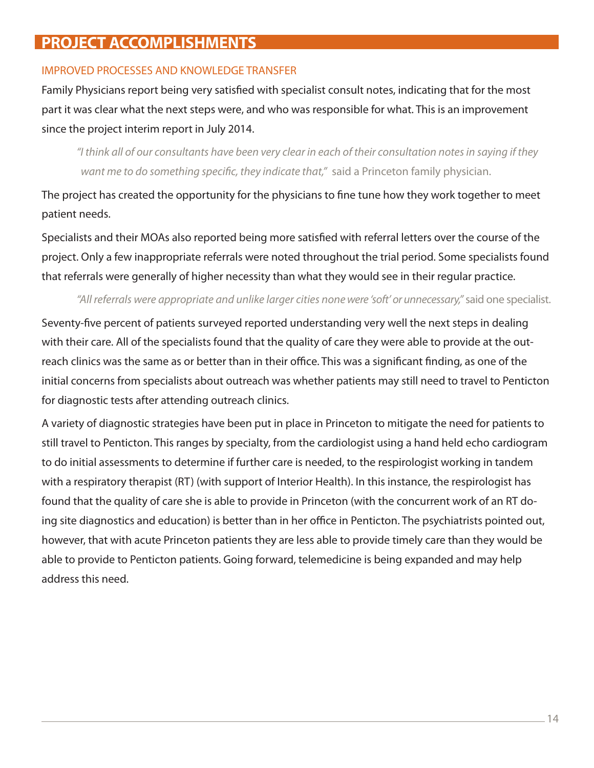## PROJECT ACCOMPLISHMENTS

### IMPROVED PROCESSES AND KNOWLEDGE TRANSFER

Family Physicians report being very satisfied with specialist consult notes, indicating that for the most part it was clear what the next steps were, and who was responsible for what. This is an improvement since the project interim report in July 2014.

> *"I think all of our consultants have been very clear in each of their consultation notes in saying if they want me to do something specific, they indicate that,"* said a Princeton family physician.

The project has created the opportunity for the physicians to fine tune how they work together to meet patient needs.

Specialists and their MOAs also reported being more satisfied with referral letters over the course of the project. Only a few inappropriate referrals were noted throughout the trial period. Some specialists found that referrals were generally of higher necessity than what they would see in their regular practice.

> *"All referrals were appropriate and unlike larger cities none were 'soft' or unnecessary,"* said one specialist.

Seventy-five percent of patients surveyed reported understanding very well the next steps in dealing with their care. All of the specialists found that the quality of care they were able to provide at the outreach clinics was the same as or better than in their office. This was a significant finding, as one of the initial concerns from specialists about outreach was whether patients may still need to travel to Penticton for diagnostic tests after attending outreach clinics.

A variety of diagnostic strategies have been put in place in Princeton to mitigate the need for patients to still travel to Penticton. This ranges by specialty, from the cardiologist using a hand held echo cardiogram to do initial assessments to determine if further care is needed, to the respirologist working in tandem with a respiratory therapist (RT) (with support of Interior Health). In this instance, the respirologist has found that the quality of care she is able to provide in Princeton (with the concurrent work of an RT doing site diagnostics and education) is better than in her office in Penticton. The psychiatrists pointed out, however, that with acute Princeton patients they are less able to provide timely care than they would be able to provide to Penticton patients. Going forward, telemedicine is being expanded and may help address this need.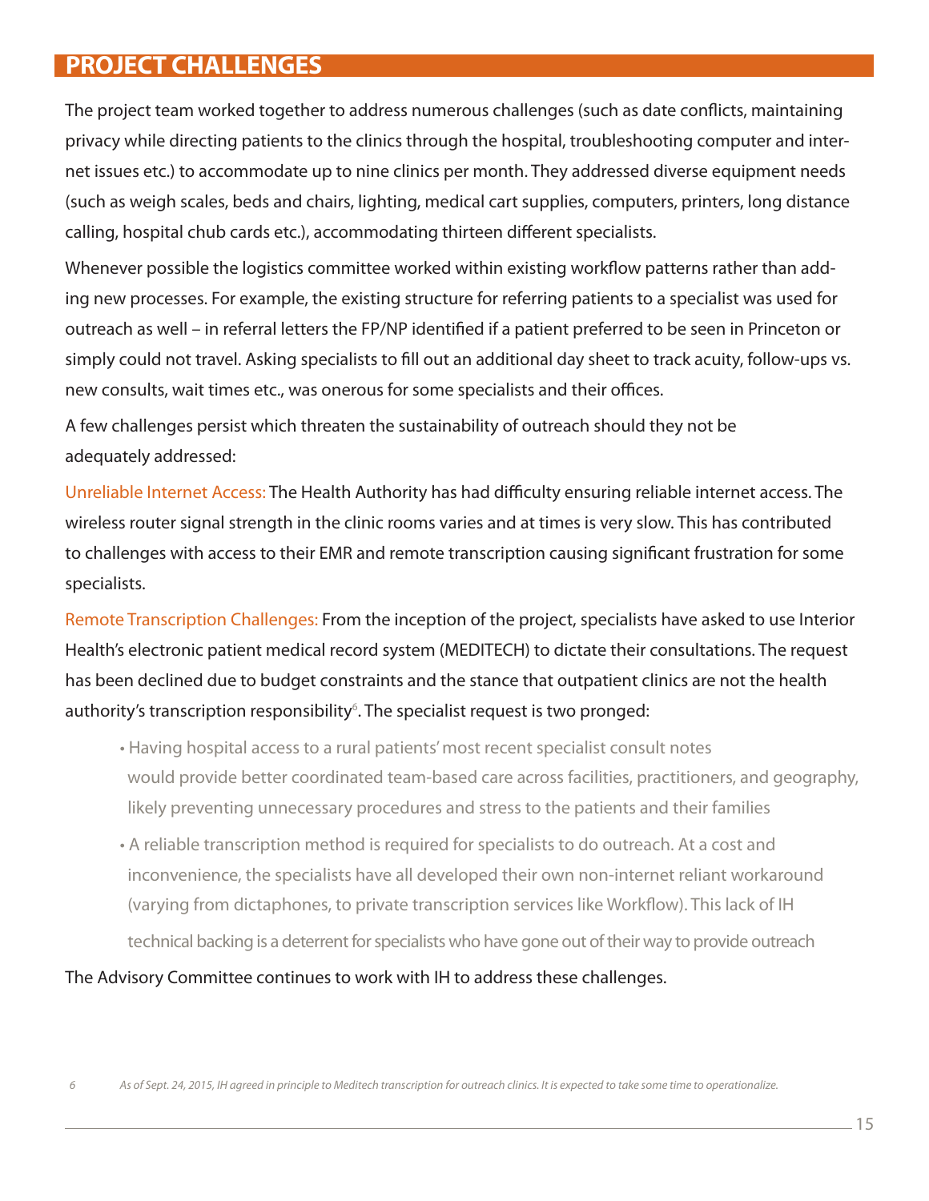## PROJECT CHALLENGES

The project team worked together to address numerous challenges (such as date conflicts, maintaining privacy while directing patients to the clinics through the hospital, troubleshooting computer and internet issues etc.) to accommodate up to nine clinics per month. They addressed diverse equipment needs (such as weigh scales, beds and chairs, lighting, medical cart supplies, computers, printers, long distance calling, hospital chub cards etc.), accommodating thirteen different specialists.

Whenever possible the logistics committee worked within existing workflow patterns rather than adding new processes. For example, the existing structure for referring patients to a specialist was used for outreach as well – in referral letters the FP/NP identified if a patient preferred to be seen in Princeton or simply could not travel. Asking specialists to fill out an additional day sheet to track acuity, follow-ups vs. new consults, wait times etc., was onerous for some specialists and their offices.

A few challenges persist which threaten the sustainability of outreach should they not be adequately addressed:

**Unreliable Internet Access:** The Health Authority has had difficulty ensuring reliable internet access. The wireless router signal strength in the clinic rooms varies and at times is very slow. This has contributed to challenges with access to their EMR and remote transcription causing significant frustration for some specialists.

**Remote Transcription Challenges:** From the inception of the project, specialists have asked to use Interior Health's electronic patient medical record system (MEDITECH) to dictate their consultations. The request has been declined due to budget constraints and the stance that outpatient clinics are not the health authority's transcription responsibility[6]. The specialist request is two pronged:

- Having hospital access to a rural patients' most recent specialist consult notes would provide better coordinated team-based care across facilities, practitioners, and geography, likely preventing unnecessary procedures and stress to the patients and their families
- A reliable transcription method is required for specialists to do outreach. At a cost and inconvenience, the specialists have all developed their own non-internet reliant workaround (varying from dictaphones, to private transcription services like Workflow). This lack of IH technical backing is a deterrent for specialists who have gone out of their way to provide outreach

The Advisory Committee continues to work with IH to address these challenges.

6 *As of Sept. 24, 2015, IH agreed in principle to Meditech transcription for outreach clinics. It is expected to take some time to operationalize.*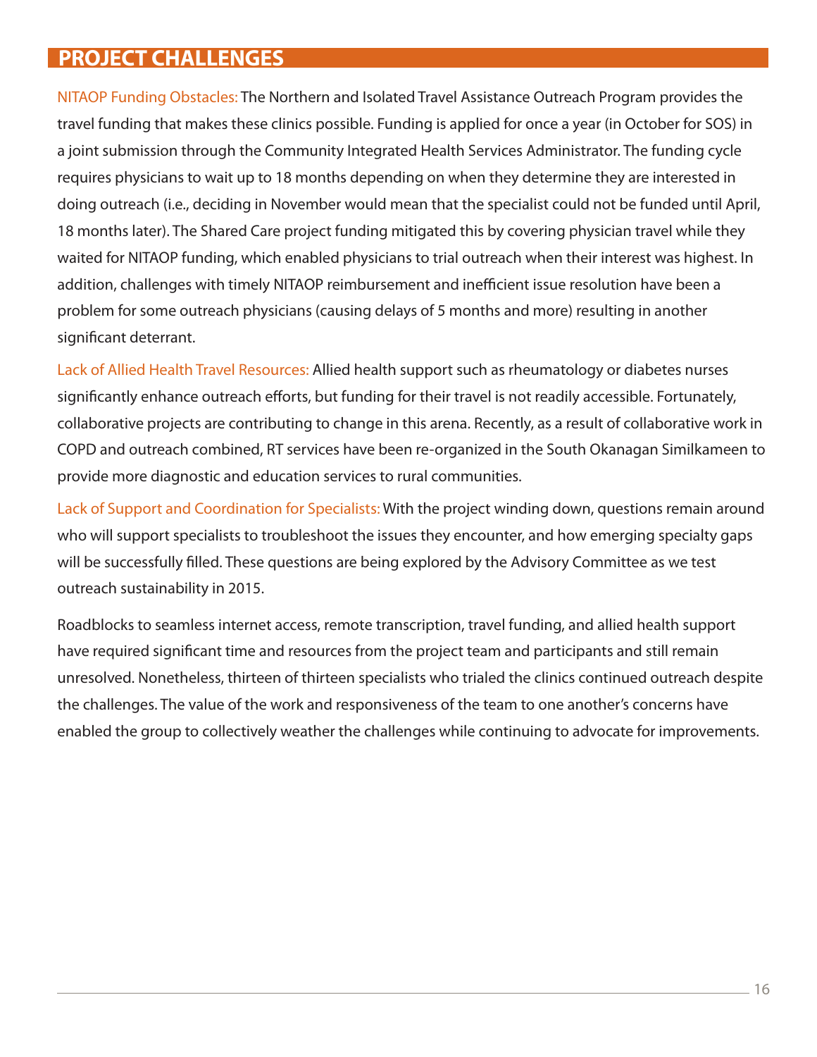# PROJECT CHALLENGES

NITAOP Funding Obstacles: The Northern and Isolated Travel Assistance Outreach Program provides the travel funding that makes these clinics possible. Funding is applied for once a year (in October for SOS) in a joint submission through the Community Integrated Health Services Administrator. The funding cycle requires physicians to wait up to 18 months depending on when they determine they are interested in doing outreach (i.e., deciding in November would mean that the specialist could not be funded until April, 18 months later). The Shared Care project funding mitigated this by covering physician travel while they waited for NITAOP funding, which enabled physicians to trial outreach when their interest was highest. In addition, challenges with timely NITAOP reimbursement and inefficient issue resolution have been a problem for some outreach physicians (causing delays of 5 months and more) resulting in another significant deterrant.

Lack of Allied Health Travel Resources: Allied health support such as rheumatology or diabetes nurses significantly enhance outreach efforts, but funding for their travel is not readily accessible. Fortunately, collaborative projects are contributing to change in this arena. Recently, as a result of collaborative work in COPD and outreach combined, RT services have been re-organized in the South Okanagan Similkameen to provide more diagnostic and education services to rural communities.

Lack of Support and Coordination for Specialists: With the project winding down, questions remain around who will support specialists to troubleshoot the issues they encounter, and how emerging specialty gaps will be successfully filled. These questions are being explored by the Advisory Committee as we test outreach sustainability in 2015.

Roadblocks to seamless internet access, remote transcription, travel funding, and allied health support have required significant time and resources from the project team and participants and still remain unresolved. Nonetheless, thirteen of thirteen specialists who trialed the clinics continued outreach despite the challenges. The value of the work and responsiveness of the team to one another's concerns have enabled the group to collectively weather the challenges while continuing to advocate for improvements.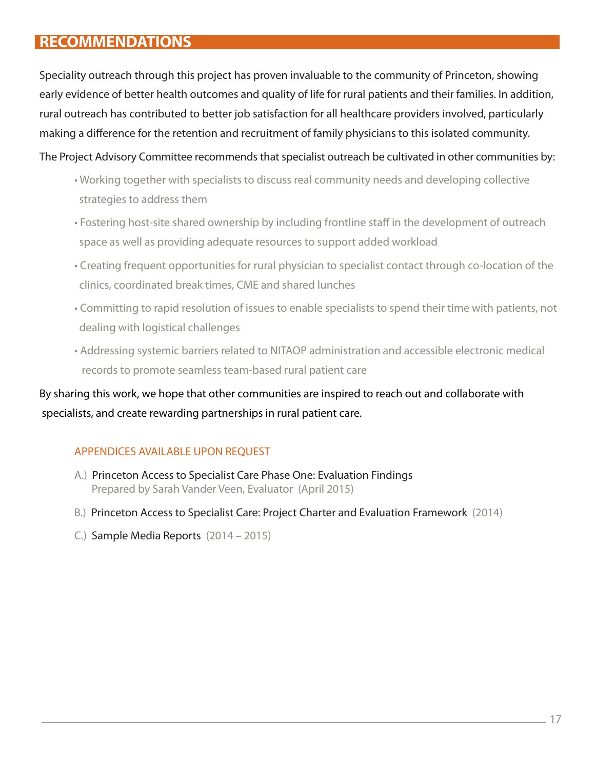# RECOMMENDATIONS

Speciality outreach through this project has proven invaluable to the community of Princeton, showing early evidence of better health outcomes and quality of life for rural patients and their families. In addition, rural outreach has contributed to better job satisfaction for all healthcare providers involved, particularly making a difference for the retention and recruitment of family physicians to this isolated community.

The Project Advisory Committee recommends that specialist outreach be cultivated in other communities by:

- Working together with specialists to discuss real community needs and developing collective strategies to address them
- Fostering host-site shared ownership by including frontline staff in the development of outreach space as well as providing adequate resources to support added workload
- Creating frequent opportunities for rural physician to specialist contact through co-location of the clinics, coordinated break times, CME and shared lunches
- Committing to rapid resolution of issues to enable specialists to spend their time with patients, not dealing with logistical challenges
- Addressing systemic barriers related to NITAOP administration and accessible electronic medical records to promote seamless team-based rural patient care

By sharing this work, we hope that other communities are inspired to reach out and collaborate with specialists, and create rewarding partnerships in rural patient care.

## APPENDICES AVAILABLE UPON REQUEST

A.) Princeton Access to Specialist Care Phase One: Evaluation Findings
Prepared by Sarah Vander Veen, Evaluator (April 2015)

B.) Princeton Access to Specialist Care: Project Charter and Evaluation Framework (2014)

C.) Sample Media Reports (2014 – 2015)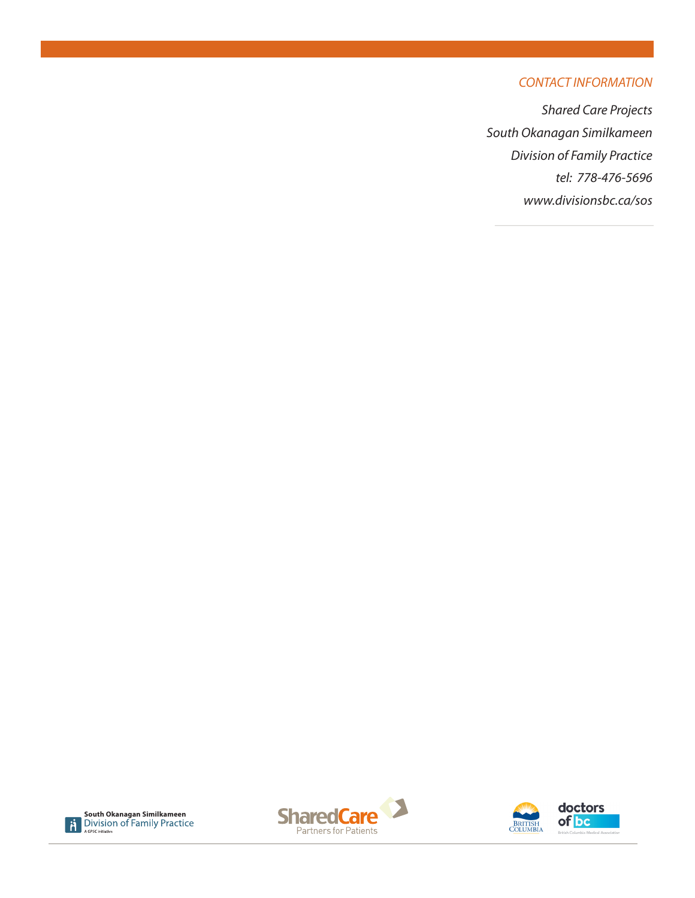*CONTACT INFORMATION*

*Shared Care Projects*

*South Okanagan Similkameen*

*Division of Family Practice*

*tel: 778-476-5696*

*www.divisionsbc.ca/sos*

South Okanagan Similkameen Division of Family Practice
A GPSC initiative

SharedCare
Partners for Patients

British Columbia

doctors of bc
British Columbia Medical Association